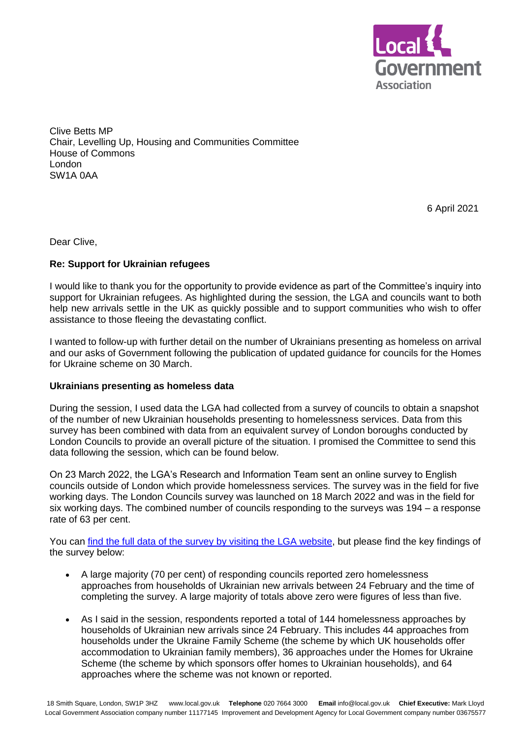Clive Betts MP
Chair, Levelling Up, Housing and Communities Committee
House of Commons
London
SW1A 0AA

6 April 2021

Dear Clive,

**Re: Support for Ukrainian refugees**

I would like to thank you for the opportunity to provide evidence as part of the Committee's inquiry into support for Ukrainian refugees. As highlighted during the session, the LGA and councils want to both help new arrivals settle in the UK as quickly possible and to support communities who wish to offer assistance to those fleeing the devastating conflict.

I wanted to follow-up with further detail on the number of Ukrainians presenting as homeless on arrival and our asks of Government following the publication of updated guidance for councils for the Homes for Ukraine scheme on 30 March.

**Ukrainians presenting as homeless data**

During the session, I used data the LGA had collected from a survey of councils to obtain a snapshot of the number of new Ukrainian households presenting to homelessness services. Data from this survey has been combined with data from an equivalent survey of London boroughs conducted by London Councils to provide an overall picture of the situation. I promised the Committee to send this data following the session, which can be found below.

On 23 March 2022, the LGA's Research and Information Team sent an online survey to English councils outside of London which provide homelessness services. The survey was in the field for five working days. The London Councils survey was launched on 18 March 2022 and was in the field for six working days. The combined number of councils responding to the surveys was 194 – a response rate of 63 per cent.

You can find the full data of the survey by visiting the LGA website, but please find the key findings of the survey below:

- A large majority (70 per cent) of responding councils reported zero homelessness approaches from households of Ukrainian new arrivals between 24 February and the time of completing the survey. A large majority of totals above zero were figures of less than five.
- As I said in the session, respondents reported a total of 144 homelessness approaches by households of Ukrainian new arrivals since 24 February. This includes 44 approaches from households under the Ukraine Family Scheme (the scheme by which UK households offer accommodation to Ukrainian family members), 36 approaches under the Homes for Ukraine Scheme (the scheme by which sponsors offer homes to Ukrainian households), and 64 approaches where the scheme was not known or reported.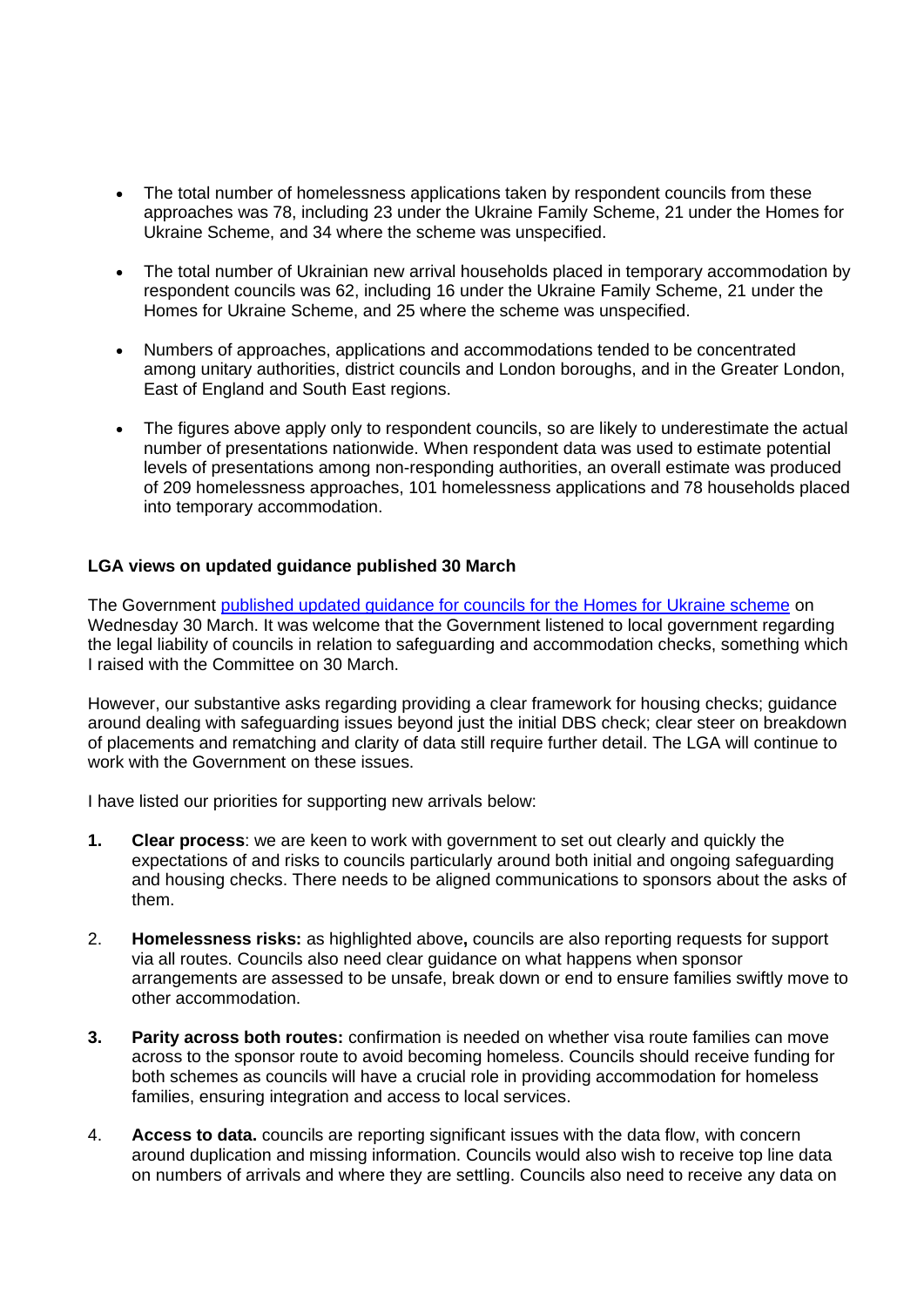- The total number of homelessness applications taken by respondent councils from these approaches was 78, including 23 under the Ukraine Family Scheme, 21 under the Homes for Ukraine Scheme, and 34 where the scheme was unspecified.

- The total number of Ukrainian new arrival households placed in temporary accommodation by respondent councils was 62, including 16 under the Ukraine Family Scheme, 21 under the Homes for Ukraine Scheme, and 25 where the scheme was unspecified.

- Numbers of approaches, applications and accommodations tended to be concentrated among unitary authorities, district councils and London boroughs, and in the Greater London, East of England and South East regions.

- The figures above apply only to respondent councils, so are likely to underestimate the actual number of presentations nationwide. When respondent data was used to estimate potential levels of presentations among non-responding authorities, an overall estimate was produced of 209 homelessness approaches, 101 homelessness applications and 78 households placed into temporary accommodation.

**LGA views on updated guidance published 30 March**

The Government published updated guidance for councils for the Homes for Ukraine scheme on Wednesday 30 March. It was welcome that the Government listened to local government regarding the legal liability of councils in relation to safeguarding and accommodation checks, something which I raised with the Committee on 30 March.

However, our substantive asks regarding providing a clear framework for housing checks; guidance around dealing with safeguarding issues beyond just the initial DBS check; clear steer on breakdown of placements and rematching and clarity of data still require further detail. The LGA will continue to work with the Government on these issues.

I have listed our priorities for supporting new arrivals below:

1. **Clear process**: we are keen to work with government to set out clearly and quickly the expectations of and risks to councils particularly around both initial and ongoing safeguarding and housing checks. There needs to be aligned communications to sponsors about the asks of them.

2. **Homelessness risks:** as highlighted above**,** councils are also reporting requests for support via all routes. Councils also need clear guidance on what happens when sponsor arrangements are assessed to be unsafe, break down or end to ensure families swiftly move to other accommodation.

3. **Parity across both routes:** confirmation is needed on whether visa route families can move across to the sponsor route to avoid becoming homeless. Councils should receive funding for both schemes as councils will have a crucial role in providing accommodation for homeless families, ensuring integration and access to local services.

4. **Access to data.** councils are reporting significant issues with the data flow, with concern around duplication and missing information. Councils would also wish to receive top line data on numbers of arrivals and where they are settling. Councils also need to receive any data on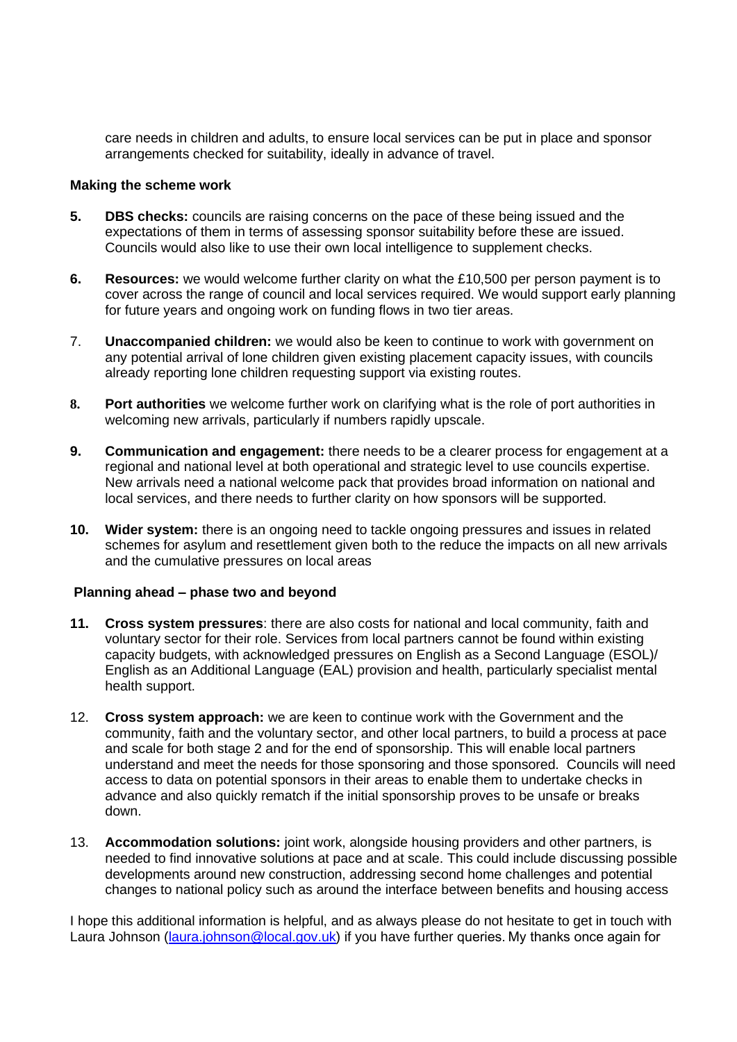care needs in children and adults, to ensure local services can be put in place and sponsor arrangements checked for suitability, ideally in advance of travel.

**Making the scheme work**

5. **DBS checks:** councils are raising concerns on the pace of these being issued and the expectations of them in terms of assessing sponsor suitability before these are issued. Councils would also like to use their own local intelligence to supplement checks.

6. **Resources:** we would welcome further clarity on what the £10,500 per person payment is to cover across the range of council and local services required. We would support early planning for future years and ongoing work on funding flows in two tier areas.

7. **Unaccompanied children:** we would also be keen to continue to work with government on any potential arrival of lone children given existing placement capacity issues, with councils already reporting lone children requesting support via existing routes.

8. **Port authorities** we welcome further work on clarifying what is the role of port authorities in welcoming new arrivals, particularly if numbers rapidly upscale.

9. **Communication and engagement:** there needs to be a clearer process for engagement at a regional and national level at both operational and strategic level to use councils expertise. New arrivals need a national welcome pack that provides broad information on national and local services, and there needs to further clarity on how sponsors will be supported.

10. **Wider system:** there is an ongoing need to tackle ongoing pressures and issues in related schemes for asylum and resettlement given both to the reduce the impacts on all new arrivals and the cumulative pressures on local areas

**Planning ahead – phase two and beyond**

11. **Cross system pressures**: there are also costs for national and local community, faith and voluntary sector for their role. Services from local partners cannot be found within existing capacity budgets, with acknowledged pressures on English as a Second Language (ESOL)/ English as an Additional Language (EAL) provision and health, particularly specialist mental health support.

12. **Cross system approach:** we are keen to continue work with the Government and the community, faith and the voluntary sector, and other local partners, to build a process at pace and scale for both stage 2 and for the end of sponsorship. This will enable local partners understand and meet the needs for those sponsoring and those sponsored. Councils will need access to data on potential sponsors in their areas to enable them to undertake checks in advance and also quickly rematch if the initial sponsorship proves to be unsafe or breaks down.

13. **Accommodation solutions:** joint work, alongside housing providers and other partners, is needed to find innovative solutions at pace and at scale. This could include discussing possible developments around new construction, addressing second home challenges and potential changes to national policy such as around the interface between benefits and housing access

I hope this additional information is helpful, and as always please do not hesitate to get in touch with Laura Johnson (laura.johnson@local.gov.uk) if you have further queries. My thanks once again for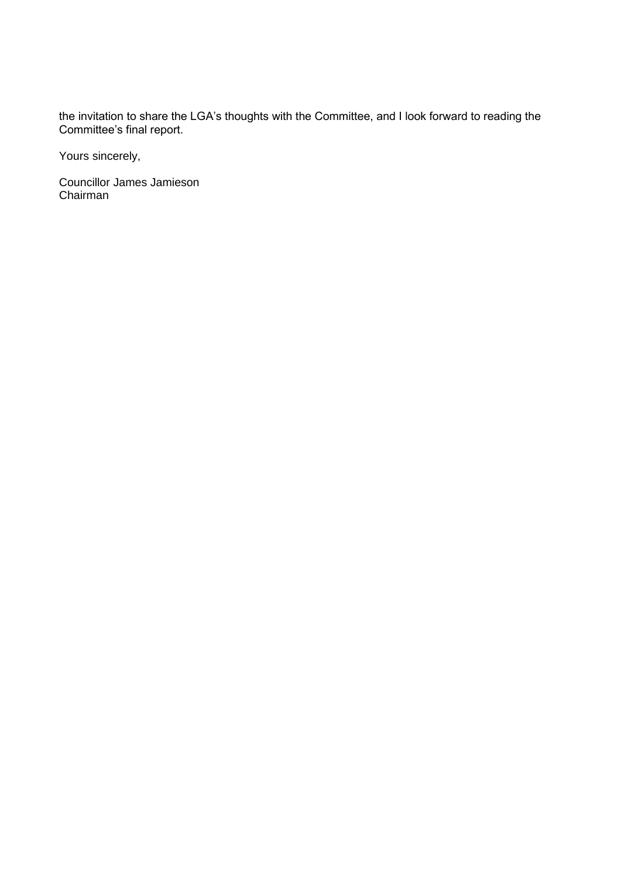the invitation to share the LGA's thoughts with the Committee, and I look forward to reading the Committee's final report.

Yours sincerely,

Councillor James Jamieson  
Chairman